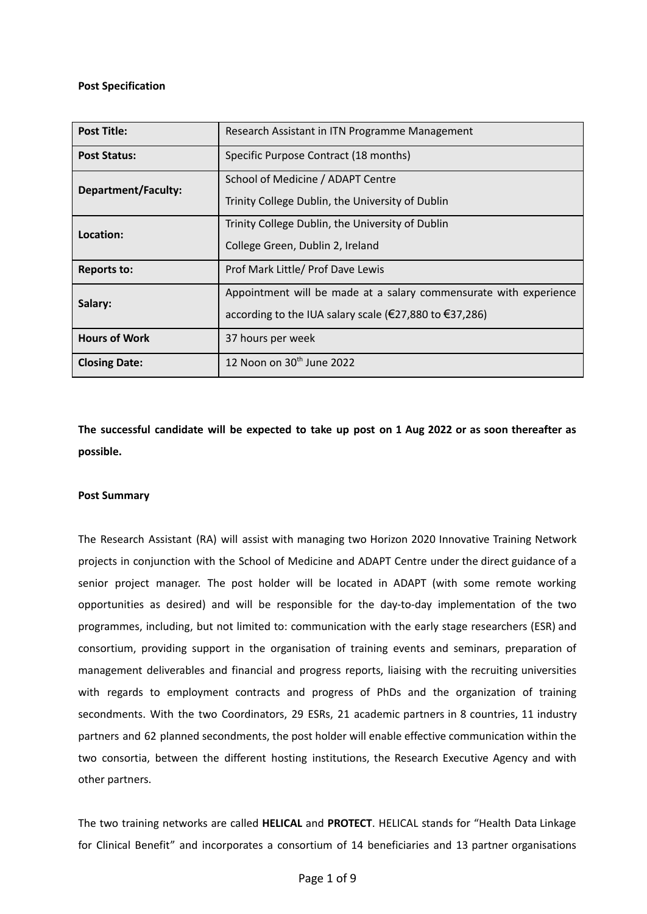**Post Specification**

| **Post Title:** | Research Assistant in ITN Programme Management |
|---|---|
| **Post Status:** | Specific Purpose Contract (18 months) |
| **Department/Faculty:** | School of Medicine / ADAPT Centre<br>Trinity College Dublin, the University of Dublin |
| **Location:** | Trinity College Dublin, the University of Dublin<br>College Green, Dublin 2, Ireland |
| **Reports to:** | Prof Mark Little/ Prof Dave Lewis |
| **Salary:** | Appointment will be made at a salary commensurate with experience according to the IUA salary scale (€27,880 to €37,286) |
| **Hours of Work** | 37 hours per week |
| **Closing Date:** | 12 Noon on 30th June 2022 |

**The successful candidate will be expected to take up post on 1 Aug 2022 or as soon thereafter as possible.**

**Post Summary**

The Research Assistant (RA) will assist with managing two Horizon 2020 Innovative Training Network projects in conjunction with the School of Medicine and ADAPT Centre under the direct guidance of a senior project manager. The post holder will be located in ADAPT (with some remote working opportunities as desired) and will be responsible for the day-to-day implementation of the two programmes, including, but not limited to: communication with the early stage researchers (ESR) and consortium, providing support in the organisation of training events and seminars, preparation of management deliverables and financial and progress reports, liaising with the recruiting universities with regards to employment contracts and progress of PhDs and the organization of training secondments. With the two Coordinators, 29 ESRs, 21 academic partners in 8 countries, 11 industry partners and 62 planned secondments, the post holder will enable effective communication within the two consortia, between the different hosting institutions, the Research Executive Agency and with other partners.

The two training networks are called **HELICAL** and **PROTECT**. HELICAL stands for "Health Data Linkage for Clinical Benefit" and incorporates a consortium of 14 beneficiaries and 13 partner organisations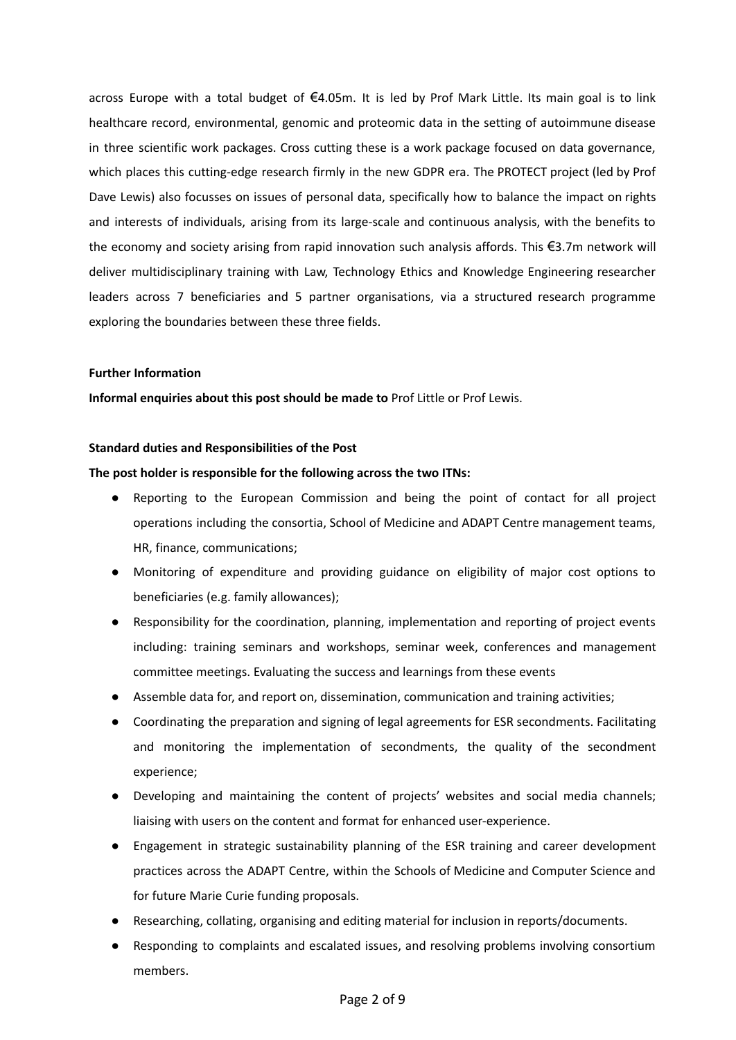across Europe with a total budget of €4.05m. It is led by Prof Mark Little. Its main goal is to link healthcare record, environmental, genomic and proteomic data in the setting of autoimmune disease in three scientific work packages. Cross cutting these is a work package focused on data governance, which places this cutting-edge research firmly in the new GDPR era. The PROTECT project (led by Prof Dave Lewis) also focusses on issues of personal data, specifically how to balance the impact on rights and interests of individuals, arising from its large-scale and continuous analysis, with the benefits to the economy and society arising from rapid innovation such analysis affords. This €3.7m network will deliver multidisciplinary training with Law, Technology Ethics and Knowledge Engineering researcher leaders across 7 beneficiaries and 5 partner organisations, via a structured research programme exploring the boundaries between these three fields.

**Further Information**

**Informal enquiries about this post should be made to** Prof Little or Prof Lewis.

**Standard duties and Responsibilities of the Post**

**The post holder is responsible for the following across the two ITNs:**

- Reporting to the European Commission and being the point of contact for all project operations including the consortia, School of Medicine and ADAPT Centre management teams, HR, finance, communications;
- Monitoring of expenditure and providing guidance on eligibility of major cost options to beneficiaries (e.g. family allowances);
- Responsibility for the coordination, planning, implementation and reporting of project events including: training seminars and workshops, seminar week, conferences and management committee meetings. Evaluating the success and learnings from these events
- Assemble data for, and report on, dissemination, communication and training activities;
- Coordinating the preparation and signing of legal agreements for ESR secondments. Facilitating and monitoring the implementation of secondments, the quality of the secondment experience;
- Developing and maintaining the content of projects' websites and social media channels; liaising with users on the content and format for enhanced user-experience.
- Engagement in strategic sustainability planning of the ESR training and career development practices across the ADAPT Centre, within the Schools of Medicine and Computer Science and for future Marie Curie funding proposals.
- Researching, collating, organising and editing material for inclusion in reports/documents.
- Responding to complaints and escalated issues, and resolving problems involving consortium members.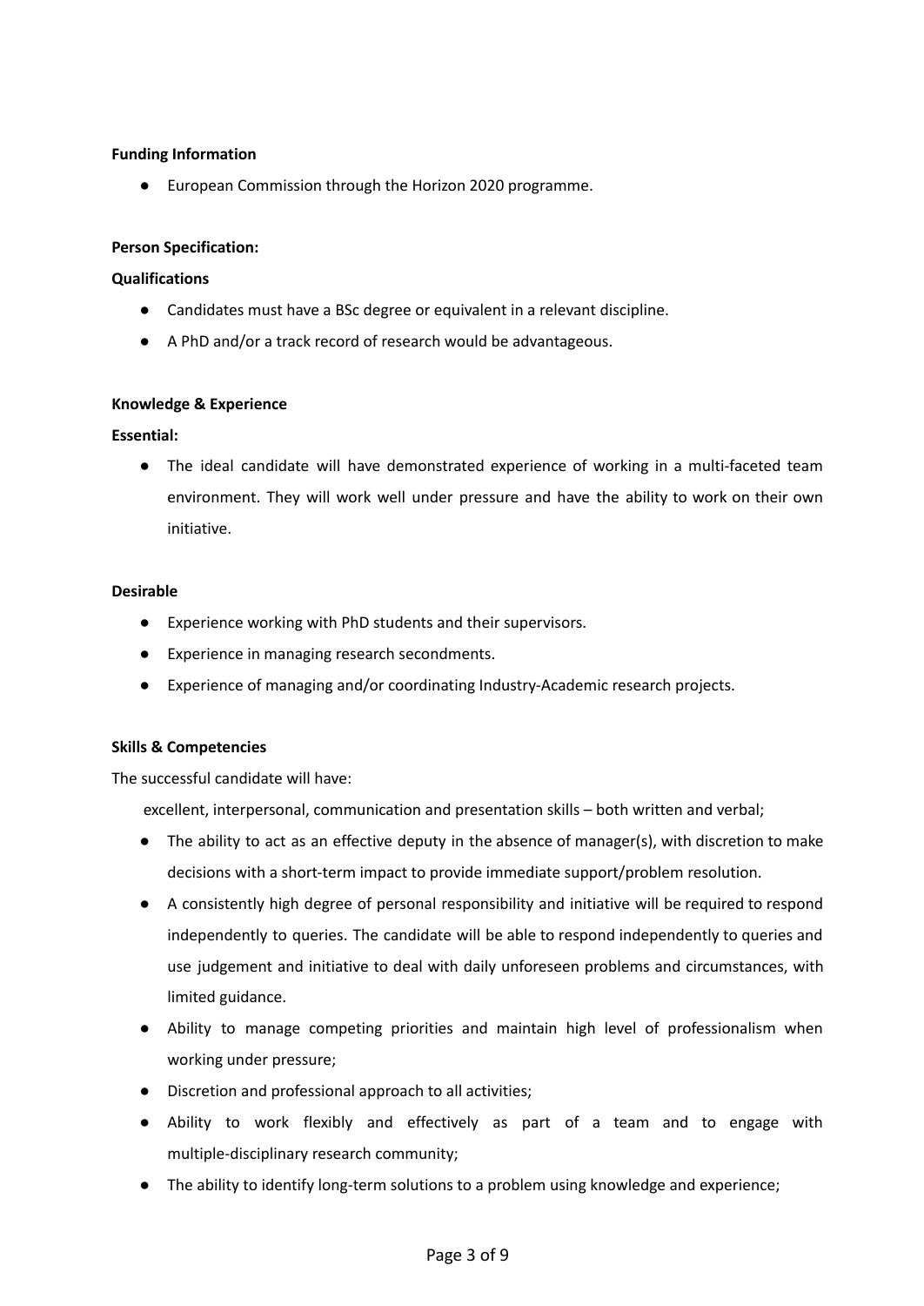**Funding Information**

- European Commission through the Horizon 2020 programme.

**Person Specification:**

**Qualifications**

- Candidates must have a BSc degree or equivalent in a relevant discipline.
- A PhD and/or a track record of research would be advantageous.

**Knowledge & Experience**

**Essential:**

- The ideal candidate will have demonstrated experience of working in a multi-faceted team environment. They will work well under pressure and have the ability to work on their own initiative.

**Desirable**

- Experience working with PhD students and their supervisors.
- Experience in managing research secondments.
- Experience of managing and/or coordinating Industry-Academic research projects.

**Skills & Competencies**

The successful candidate will have:

excellent, interpersonal, communication and presentation skills – both written and verbal;

- The ability to act as an effective deputy in the absence of manager(s), with discretion to make decisions with a short-term impact to provide immediate support/problem resolution.
- A consistently high degree of personal responsibility and initiative will be required to respond independently to queries. The candidate will be able to respond independently to queries and use judgement and initiative to deal with daily unforeseen problems and circumstances, with limited guidance.
- Ability to manage competing priorities and maintain high level of professionalism when working under pressure;
- Discretion and professional approach to all activities;
- Ability to work flexibly and effectively as part of a team and to engage with multiple-disciplinary research community;
- The ability to identify long-term solutions to a problem using knowledge and experience;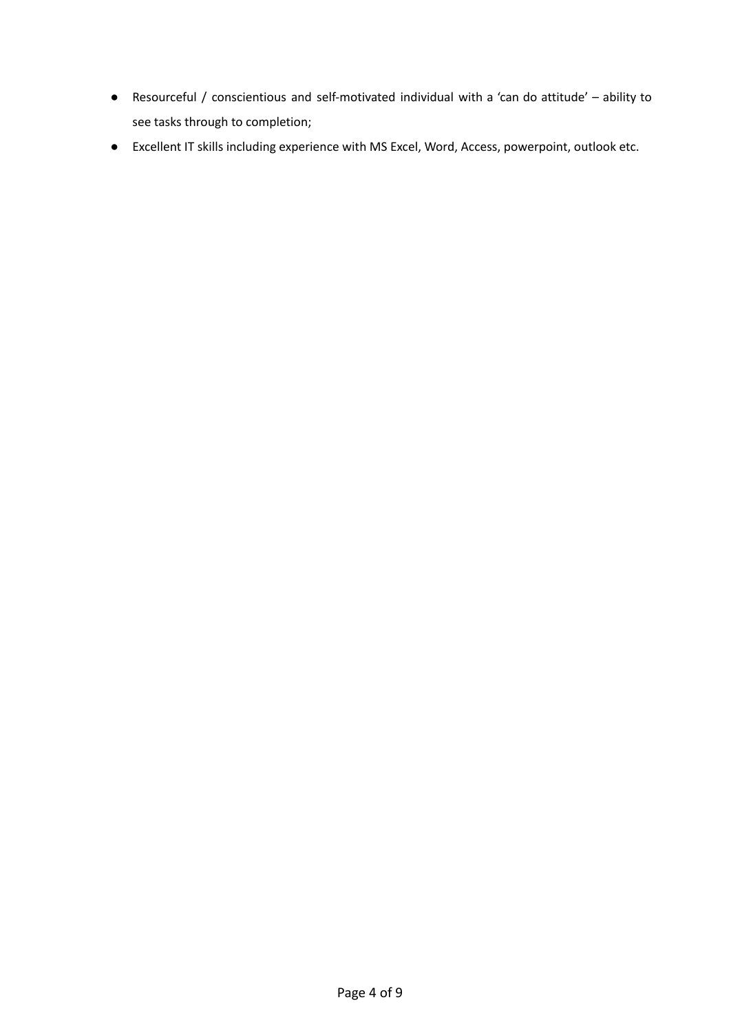- Resourceful / conscientious and self-motivated individual with a 'can do attitude' – ability to see tasks through to completion;
- Excellent IT skills including experience with MS Excel, Word, Access, powerpoint, outlook etc.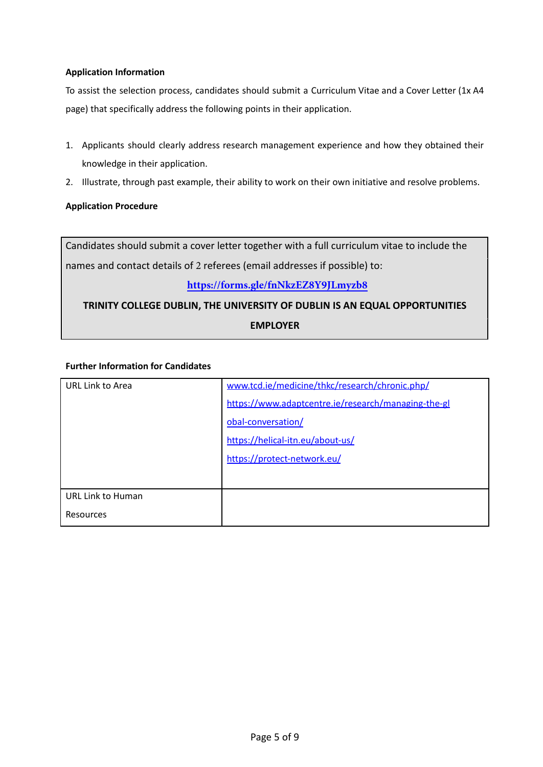**Application Information**

To assist the selection process, candidates should submit a Curriculum Vitae and a Cover Letter (1x A4 page) that specifically address the following points in their application.

1. Applicants should clearly address research management experience and how they obtained their knowledge in their application.
2. Illustrate, through past example, their ability to work on their own initiative and resolve problems.

**Application Procedure**

Candidates should submit a cover letter together with a full curriculum vitae to include the names and contact details of 2 referees (email addresses if possible) to:

**https://forms.gle/fnNkzEZ8Y9JLmyzb8**

**TRINITY COLLEGE DUBLIN, THE UNIVERSITY OF DUBLIN IS AN EQUAL OPPORTUNITIES EMPLOYER**

**Further Information for Candidates**

| | |
|---|---|
| URL Link to Area | www.tcd.ie/medicine/thkc/research/chronic.php/<br>https://www.adaptcentre.ie/research/managing-the-global-conversation/<br>https://helical-itn.eu/about-us/<br>https://protect-network.eu/ |
| URL Link to Human Resources | |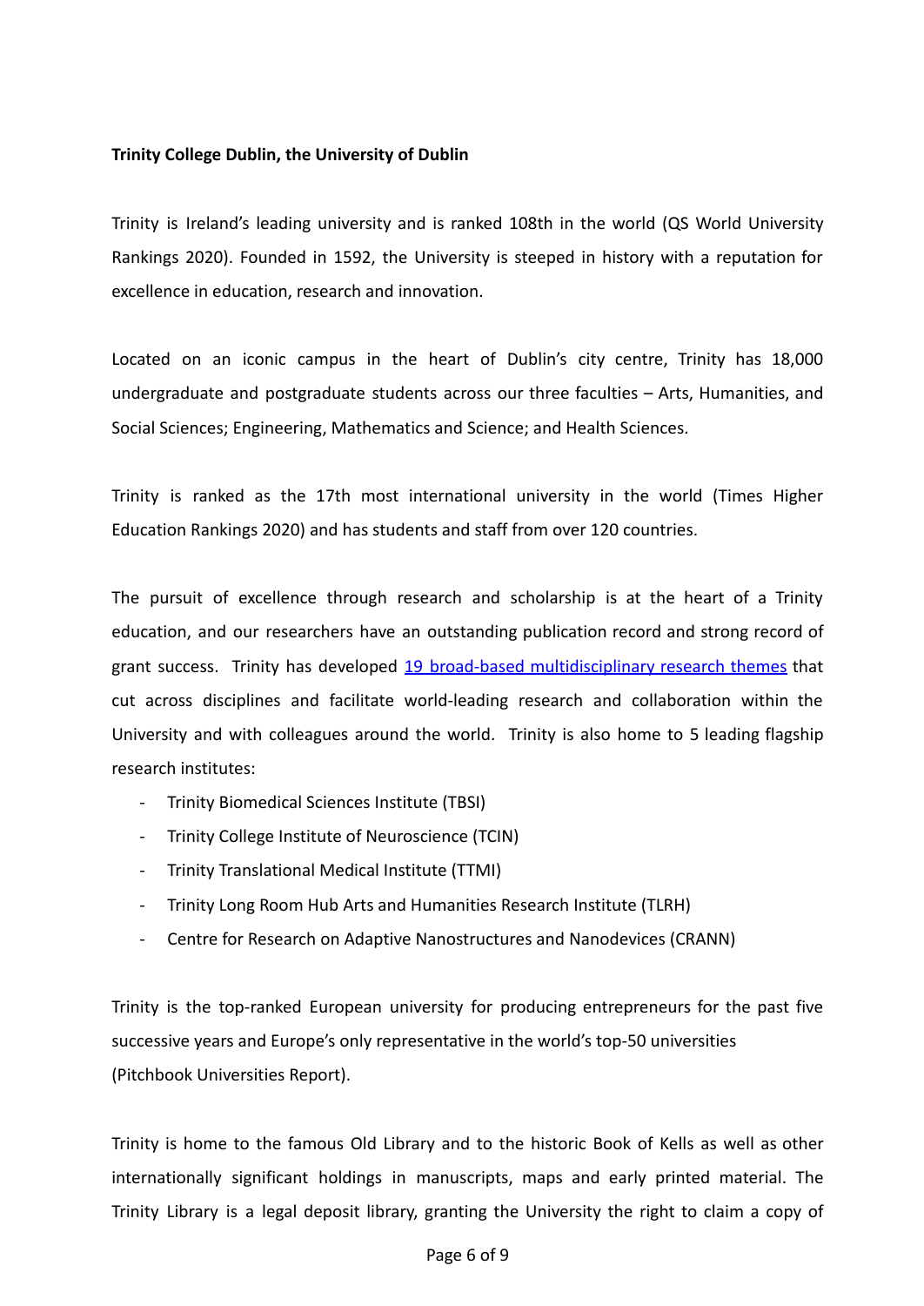**Trinity College Dublin, the University of Dublin**

Trinity is Ireland's leading university and is ranked 108th in the world (QS World University Rankings 2020). Founded in 1592, the University is steeped in history with a reputation for excellence in education, research and innovation.

Located on an iconic campus in the heart of Dublin's city centre, Trinity has 18,000 undergraduate and postgraduate students across our three faculties – Arts, Humanities, and Social Sciences; Engineering, Mathematics and Science; and Health Sciences.

Trinity is ranked as the 17th most international university in the world (Times Higher Education Rankings 2020) and has students and staff from over 120 countries.

The pursuit of excellence through research and scholarship is at the heart of a Trinity education, and our researchers have an outstanding publication record and strong record of grant success. Trinity has developed 19 broad-based multidisciplinary research themes that cut across disciplines and facilitate world-leading research and collaboration within the University and with colleagues around the world. Trinity is also home to 5 leading flagship research institutes:

- Trinity Biomedical Sciences Institute (TBSI)
- Trinity College Institute of Neuroscience (TCIN)
- Trinity Translational Medical Institute (TTMI)
- Trinity Long Room Hub Arts and Humanities Research Institute (TLRH)
- Centre for Research on Adaptive Nanostructures and Nanodevices (CRANN)

Trinity is the top-ranked European university for producing entrepreneurs for the past five successive years and Europe's only representative in the world's top-50 universities (Pitchbook Universities Report).

Trinity is home to the famous Old Library and to the historic Book of Kells as well as other internationally significant holdings in manuscripts, maps and early printed material. The Trinity Library is a legal deposit library, granting the University the right to claim a copy of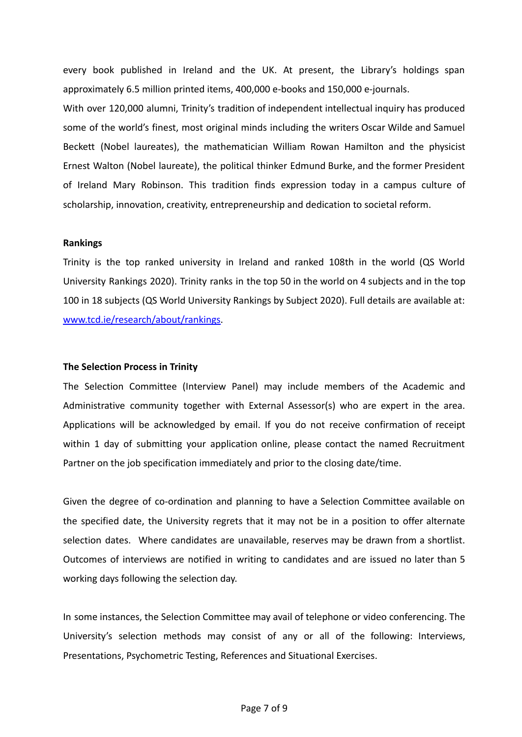every book published in Ireland and the UK. At present, the Library's holdings span approximately 6.5 million printed items, 400,000 e-books and 150,000 e-journals.

With over 120,000 alumni, Trinity's tradition of independent intellectual inquiry has produced some of the world's finest, most original minds including the writers Oscar Wilde and Samuel Beckett (Nobel laureates), the mathematician William Rowan Hamilton and the physicist Ernest Walton (Nobel laureate), the political thinker Edmund Burke, and the former President of Ireland Mary Robinson. This tradition finds expression today in a campus culture of scholarship, innovation, creativity, entrepreneurship and dedication to societal reform.

**Rankings**

Trinity is the top ranked university in Ireland and ranked 108th in the world (QS World University Rankings 2020). Trinity ranks in the top 50 in the world on 4 subjects and in the top 100 in 18 subjects (QS World University Rankings by Subject 2020). Full details are available at: [www.tcd.ie/research/about/rankings](www.tcd.ie/research/about/rankings).

**The Selection Process in Trinity**

The Selection Committee (Interview Panel) may include members of the Academic and Administrative community together with External Assessor(s) who are expert in the area. Applications will be acknowledged by email. If you do not receive confirmation of receipt within 1 day of submitting your application online, please contact the named Recruitment Partner on the job specification immediately and prior to the closing date/time.

Given the degree of co-ordination and planning to have a Selection Committee available on the specified date, the University regrets that it may not be in a position to offer alternate selection dates. Where candidates are unavailable, reserves may be drawn from a shortlist. Outcomes of interviews are notified in writing to candidates and are issued no later than 5 working days following the selection day.

In some instances, the Selection Committee may avail of telephone or video conferencing. The University's selection methods may consist of any or all of the following: Interviews, Presentations, Psychometric Testing, References and Situational Exercises.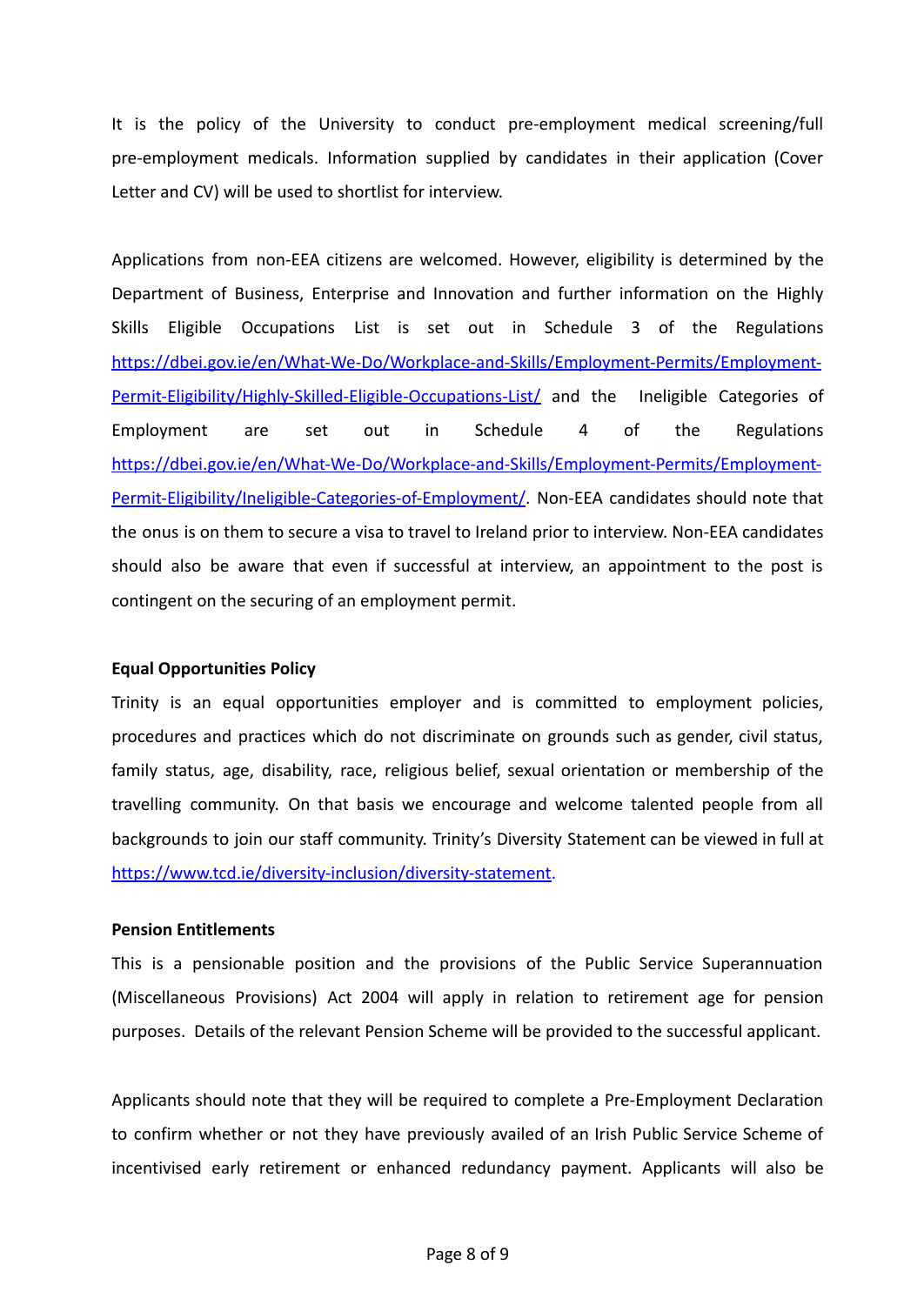It is the policy of the University to conduct pre-employment medical screening/full pre-employment medicals. Information supplied by candidates in their application (Cover Letter and CV) will be used to shortlist for interview.

Applications from non-EEA citizens are welcomed. However, eligibility is determined by the Department of Business, Enterprise and Innovation and further information on the Highly Skills Eligible Occupations List is set out in Schedule 3 of the Regulations [https://dbei.gov.ie/en/What-We-Do/Workplace-and-Skills/Employment-Permits/Employment-Permit-Eligibility/Highly-Skilled-Eligible-Occupations-List/](https://dbei.gov.ie/en/What-We-Do/Workplace-and-Skills/Employment-Permits/Employment-Permit-Eligibility/Highly-Skilled-Eligible-Occupations-List/) and the Ineligible Categories of Employment are set out in Schedule 4 of the Regulations [https://dbei.gov.ie/en/What-We-Do/Workplace-and-Skills/Employment-Permits/Employment-Permit-Eligibility/Ineligible-Categories-of-Employment/](https://dbei.gov.ie/en/What-We-Do/Workplace-and-Skills/Employment-Permits/Employment-Permit-Eligibility/Ineligible-Categories-of-Employment/). Non-EEA candidates should note that the onus is on them to secure a visa to travel to Ireland prior to interview. Non-EEA candidates should also be aware that even if successful at interview, an appointment to the post is contingent on the securing of an employment permit.

**Equal Opportunities Policy**

Trinity is an equal opportunities employer and is committed to employment policies, procedures and practices which do not discriminate on grounds such as gender, civil status, family status, age, disability, race, religious belief, sexual orientation or membership of the travelling community. On that basis we encourage and welcome talented people from all backgrounds to join our staff community. Trinity's Diversity Statement can be viewed in full at [https://www.tcd.ie/diversity-inclusion/diversity-statement](https://www.tcd.ie/diversity-inclusion/diversity-statement).

**Pension Entitlements**

This is a pensionable position and the provisions of the Public Service Superannuation (Miscellaneous Provisions) Act 2004 will apply in relation to retirement age for pension purposes. Details of the relevant Pension Scheme will be provided to the successful applicant.

Applicants should note that they will be required to complete a Pre-Employment Declaration to confirm whether or not they have previously availed of an Irish Public Service Scheme of incentivised early retirement or enhanced redundancy payment. Applicants will also be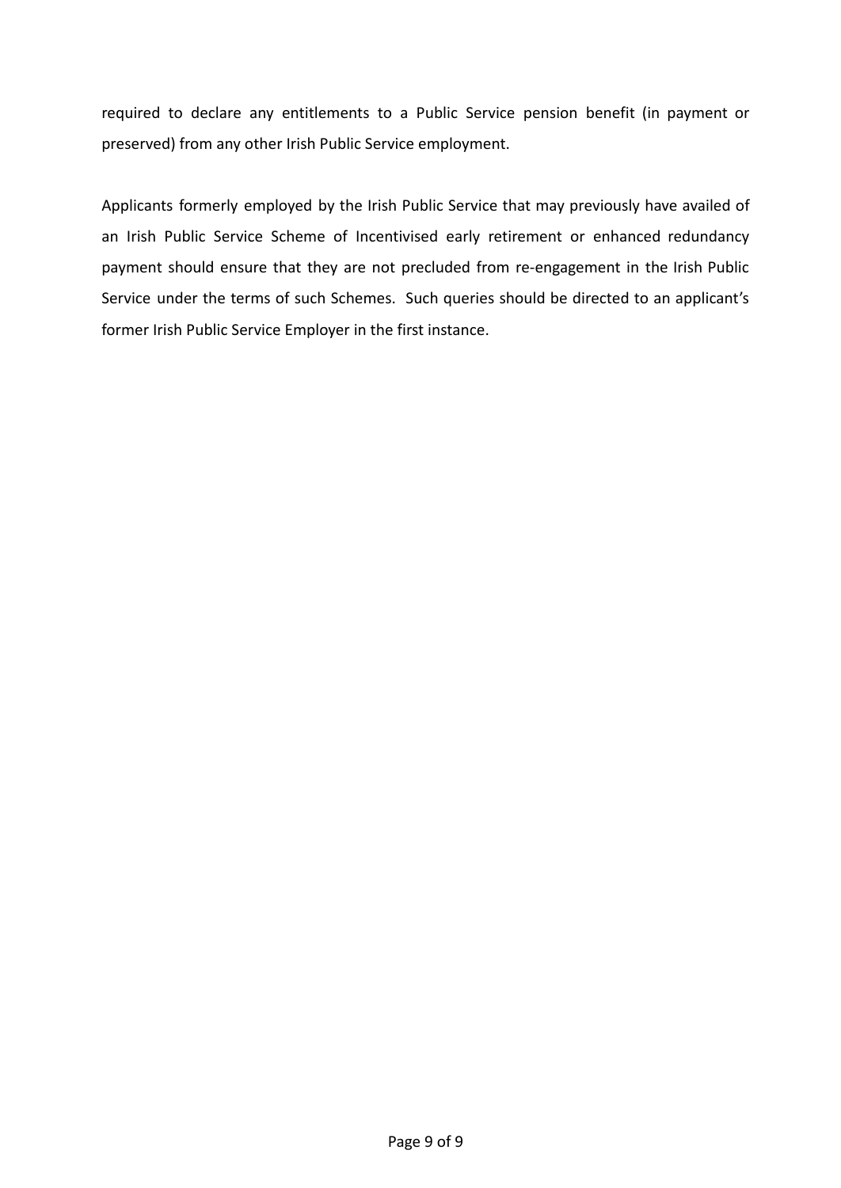required to declare any entitlements to a Public Service pension benefit (in payment or preserved) from any other Irish Public Service employment.

Applicants formerly employed by the Irish Public Service that may previously have availed of an Irish Public Service Scheme of Incentivised early retirement or enhanced redundancy payment should ensure that they are not precluded from re-engagement in the Irish Public Service under the terms of such Schemes. Such queries should be directed to an applicant's former Irish Public Service Employer in the first instance.